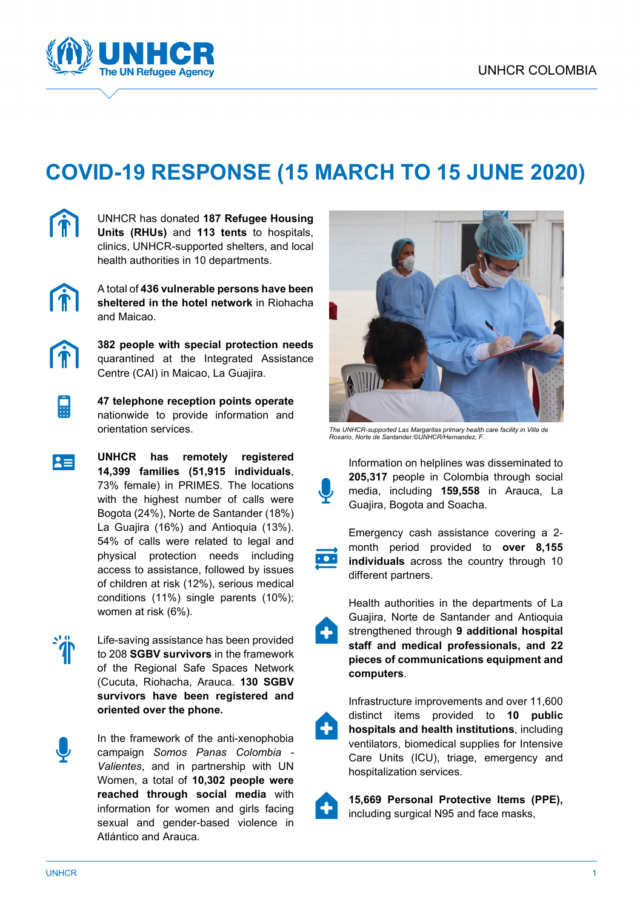UNHCR COLOMBIA

# COVID-19 RESPONSE (15 MARCH TO 15 JUNE 2020)

UNHCR has donated **187 Refugee Housing Units (RHUs)** and **113 tents** to hospitals, clinics, UNHCR-supported shelters, and local health authorities in 10 departments.

A total of **436 vulnerable persons have been sheltered in the hotel network** in Riohacha and Maicao.

**382 people with special protection needs** quarantined at the Integrated Assistance Centre (CAI) in Maicao, La Guajira.

**47 telephone reception points operate** nationwide to provide information and orientation services.

**UNHCR has remotely registered 14,399 families (51,915 individuals**, 73% female) in PRIMES. The locations with the highest number of calls were Bogota (24%), Norte de Santander (18%) La Guajira (16%) and Antioquia (13%). 54% of calls were related to legal and physical protection needs including access to assistance, followed by issues of children at risk (12%), serious medical conditions (11%) single parents (10%); women at risk (6%).

Life-saving assistance has been provided to 208 **SGBV survivors** in the framework of the Regional Safe Spaces Network (Cucuta, Riohacha, Arauca. **130 SGBV survivors have been registered and oriented over the phone.**

In the framework of the anti-xenophobia campaign *Somos Panas Colombia - Valientes*, and in partnership with UN Women, a total of **10,302 people were reached through social media** with information for women and girls facing sexual and gender-based violence in Atlántico and Arauca.

*The UNHCR-supported Las Margaritas primary health care facility in Villa de Rosario, Norte de Santander.©UNHCR/Hernandez, F.*

Information on helplines was disseminated to **205,317** people in Colombia through social media, including **159,558** in Arauca, La Guajira, Bogota and Soacha.

Emergency cash assistance covering a 2-month period provided to **over 8,155 individuals** across the country through 10 different partners.

Health authorities in the departments of La Guajira, Norte de Santander and Antioquia strengthened through **9 additional hospital staff and medical professionals, and 22 pieces of communications equipment and computers**.

Infrastructure improvements and over 11,600 distinct items provided to **10 public hospitals and health institutions**, including ventilators, biomedical supplies for Intensive Care Units (ICU), triage, emergency and hospitalization services.

**15,669 Personal Protective Items (PPE),** including surgical N95 and face masks,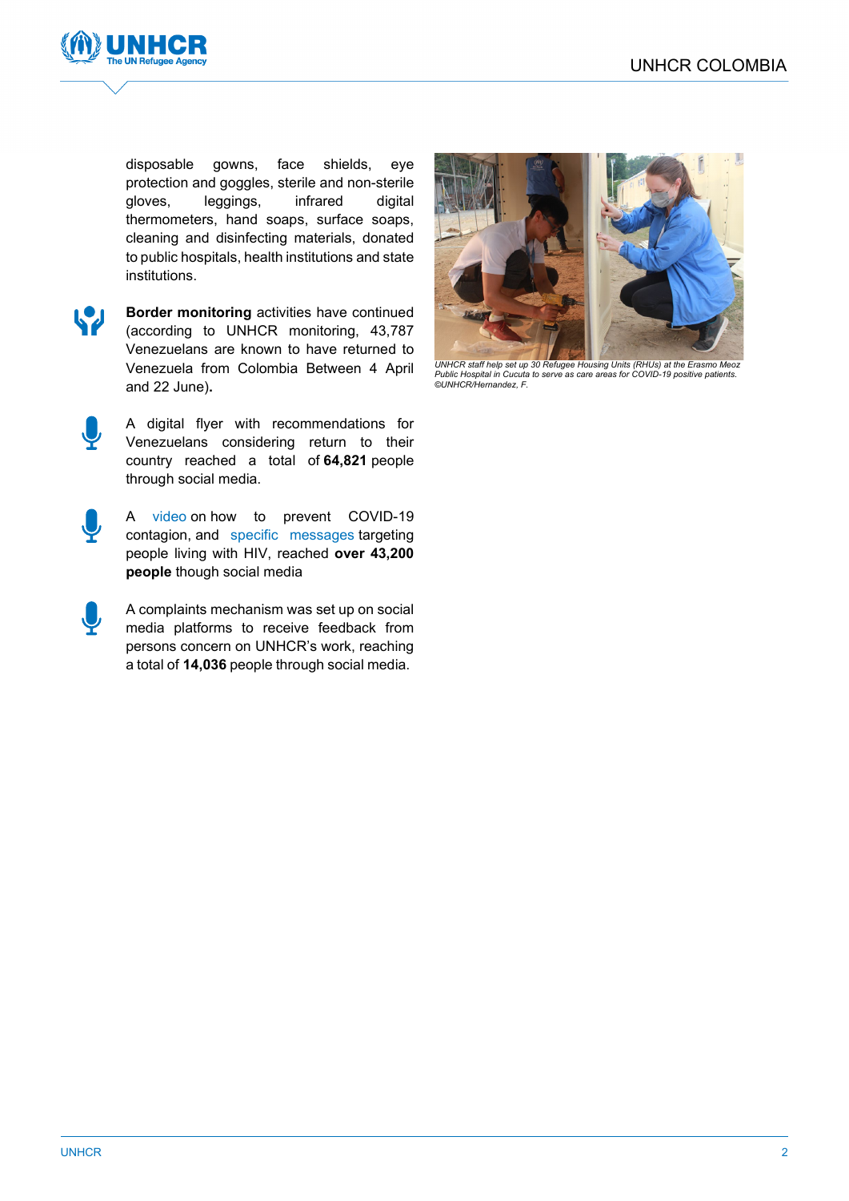disposable gowns, face shields, eye protection and goggles, sterile and non-sterile gloves, leggings, infrared digital thermometers, hand soaps, surface soaps, cleaning and disinfecting materials, donated to public hospitals, health institutions and state institutions.

**Border monitoring** activities have continued (according to UNHCR monitoring, 43,787 Venezuelans are known to have returned to Venezuela from Colombia Between 4 April and 22 June)**.**

A digital flyer with recommendations for Venezuelans considering return to their country reached a total of **64,821** people through social media.

A video on how to prevent COVID-19 contagion, and specific messages targeting people living with HIV, reached **over 43,200 people** though social media

A complaints mechanism was set up on social media platforms to receive feedback from persons concern on UNHCR's work, reaching a total of **14,036** people through social media.

*UNHCR staff help set up 30 Refugee Housing Units (RHUs) at the Erasmo Meoz Public Hospital in Cucuta to serve as care areas for COVID-19 positive patients. ©UNHCR/Hernandez, F.*